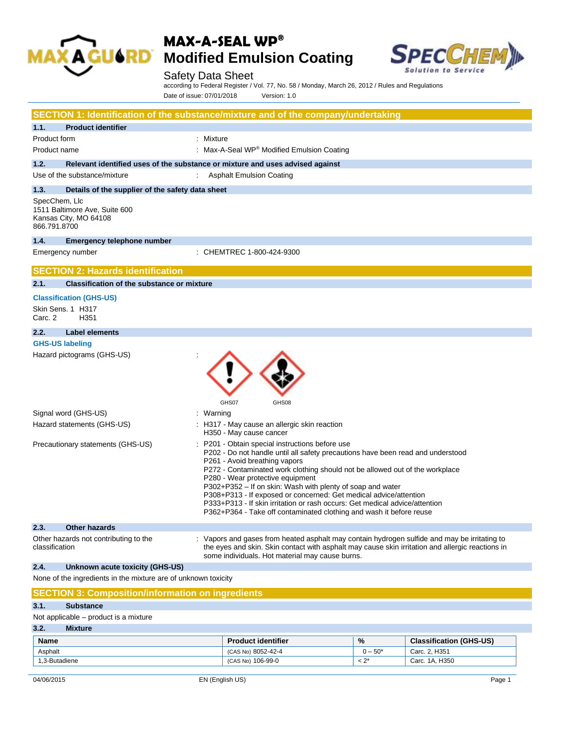# MAX-A-SEAL WP®
# Modified Emulsion Coating

Safety Data Sheet
according to Federal Register / Vol. 77, No. 58 / Monday, March 26, 2012 / Rules and Regulations
Date of issue: 07/01/2018 Version: 1.0

## SECTION 1: Identification of the substance/mixture and of the company/undertaking

### 1.1. Product identifier

Product form : Mixture

Product name : Max-A-Seal WP® Modified Emulsion Coating

### 1.2. Relevant identified uses of the substance or mixture and uses advised against

Use of the substance/mixture : Asphalt Emulsion Coating

### 1.3. Details of the supplier of the safety data sheet

SpecChem, Llc
1511 Baltimore Ave, Suite 600
Kansas City, MO 64108
866.791.8700

### 1.4. Emergency telephone number

Emergency number : CHEMTREC 1-800-424-9300

## SECTION 2: Hazards identification

### 2.1. Classification of the substance or mixture

**Classification (GHS-US)**

Skin Sens. 1 H317
Carc. 2 H351

### 2.2. Label elements

**GHS-US labeling**

Hazard pictograms (GHS-US) :

GHS07 GHS08

Signal word (GHS-US) : Warning

Hazard statements (GHS-US) : H317 - May cause an allergic skin reaction
H350 - May cause cancer

Precautionary statements (GHS-US) : P201 - Obtain special instructions before use
P202 - Do not handle until all safety precautions have been read and understood
P261 - Avoid breathing vapors
P272 - Contaminated work clothing should not be allowed out of the workplace
P280 - Wear protective equipment
P302+P352 – If on skin: Wash with plenty of soap and water
P308+P313 - If exposed or concerned: Get medical advice/attention
P333+P313 - If skin irritation or rash occurs: Get medical advice/attention
P362+P364 - Take off contaminated clothing and wash it before reuse

### 2.3. Other hazards

Other hazards not contributing to the classification : Vapors and gases from heated asphalt may contain hydrogen sulfide and may be irritating to the eyes and skin. Skin contact with asphalt may cause skin irritation and allergic reactions in some individuals. Hot material may cause burns.

### 2.4. Unknown acute toxicity (GHS-US)

None of the ingredients in the mixture are of unknown toxicity

## SECTION 3: Composition/information on ingredients

### 3.1. Substance

Not applicable – product is a mixture

### 3.2. Mixture

| Name | Product identifier | % | Classification (GHS-US) |
|---|---|---|---|
| Asphalt | (CAS No) 8052-42-4 | 0 – 50* | Carc. 2, H351 |
| 1,3-Butadiene | (CAS No) 106-99-0 | < 2* | Carc. 1A, H350 |

04/06/2015 EN (English US)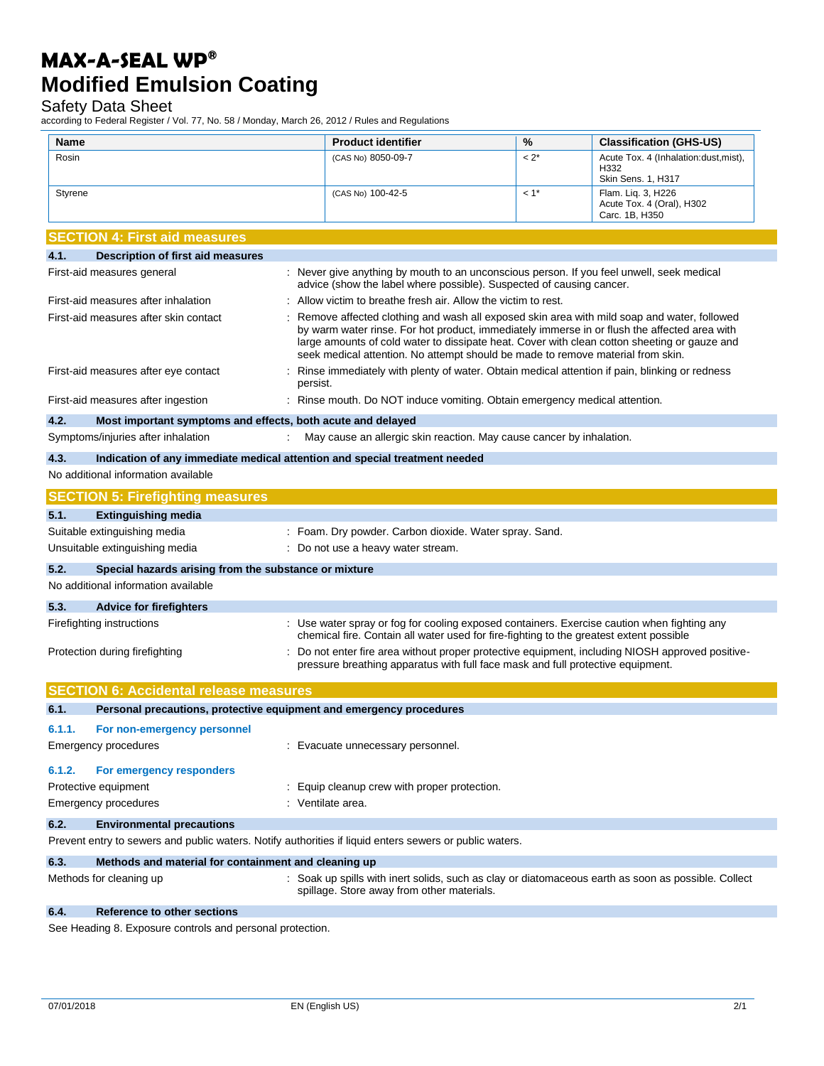| Name | Product identifier | % | Classification (GHS-US) |
|---|---|---|---|
| Rosin | (CAS No) 8050-09-7 | < 2* | Acute Tox. 4 (Inhalation:dust,mist), H332<br>Skin Sens. 1, H317 |
| Styrene | (CAS No) 100-42-5 | < 1* | Flam. Liq. 3, H226<br>Acute Tox. 4 (Oral), H302<br>Carc. 1B, H350 |

## SECTION 4: First aid measures

### 4.1. Description of first aid measures

First-aid measures general : Never give anything by mouth to an unconscious person. If you feel unwell, seek medical advice (show the label where possible). Suspected of causing cancer.

First-aid measures after inhalation : Allow victim to breathe fresh air. Allow the victim to rest.

First-aid measures after skin contact : Remove affected clothing and wash all exposed skin area with mild soap and water, followed by warm water rinse. For hot product, immediately immerse in or flush the affected area with large amounts of cold water to dissipate heat. Cover with clean cotton sheeting or gauze and seek medical attention. No attempt should be made to remove material from skin.

First-aid measures after eye contact : Rinse immediately with plenty of water. Obtain medical attention if pain, blinking or redness persist.

First-aid measures after ingestion : Rinse mouth. Do NOT induce vomiting. Obtain emergency medical attention.

### 4.2. Most important symptoms and effects, both acute and delayed

Symptoms/injuries after inhalation : May cause an allergic skin reaction. May cause cancer by inhalation.

### 4.3. Indication of any immediate medical attention and special treatment needed

No additional information available

## SECTION 5: Firefighting measures

### 5.1. Extinguishing media

Suitable extinguishing media : Foam. Dry powder. Carbon dioxide. Water spray. Sand.

Unsuitable extinguishing media : Do not use a heavy water stream.

### 5.2. Special hazards arising from the substance or mixture

No additional information available

### 5.3. Advice for firefighters

Firefighting instructions : Use water spray or fog for cooling exposed containers. Exercise caution when fighting any chemical fire. Contain all water used for fire-fighting to the greatest extent possible

Protection during firefighting : Do not enter fire area without proper protective equipment, including NIOSH approved positive-pressure breathing apparatus with full face mask and full protective equipment.

## SECTION 6: Accidental release measures

### 6.1. Personal precautions, protective equipment and emergency procedures

#### 6.1.1. For non-emergency personnel

Emergency procedures : Evacuate unnecessary personnel.

#### 6.1.2. For emergency responders

Protective equipment : Equip cleanup crew with proper protection.

Emergency procedures : Ventilate area.

### 6.2. Environmental precautions

Prevent entry to sewers and public waters. Notify authorities if liquid enters sewers or public waters.

### 6.3. Methods and material for containment and cleaning up

Methods for cleaning up : Soak up spills with inert solids, such as clay or diatomaceous earth as soon as possible. Collect spillage. Store away from other materials.

### 6.4. Reference to other sections

See Heading 8. Exposure controls and personal protection.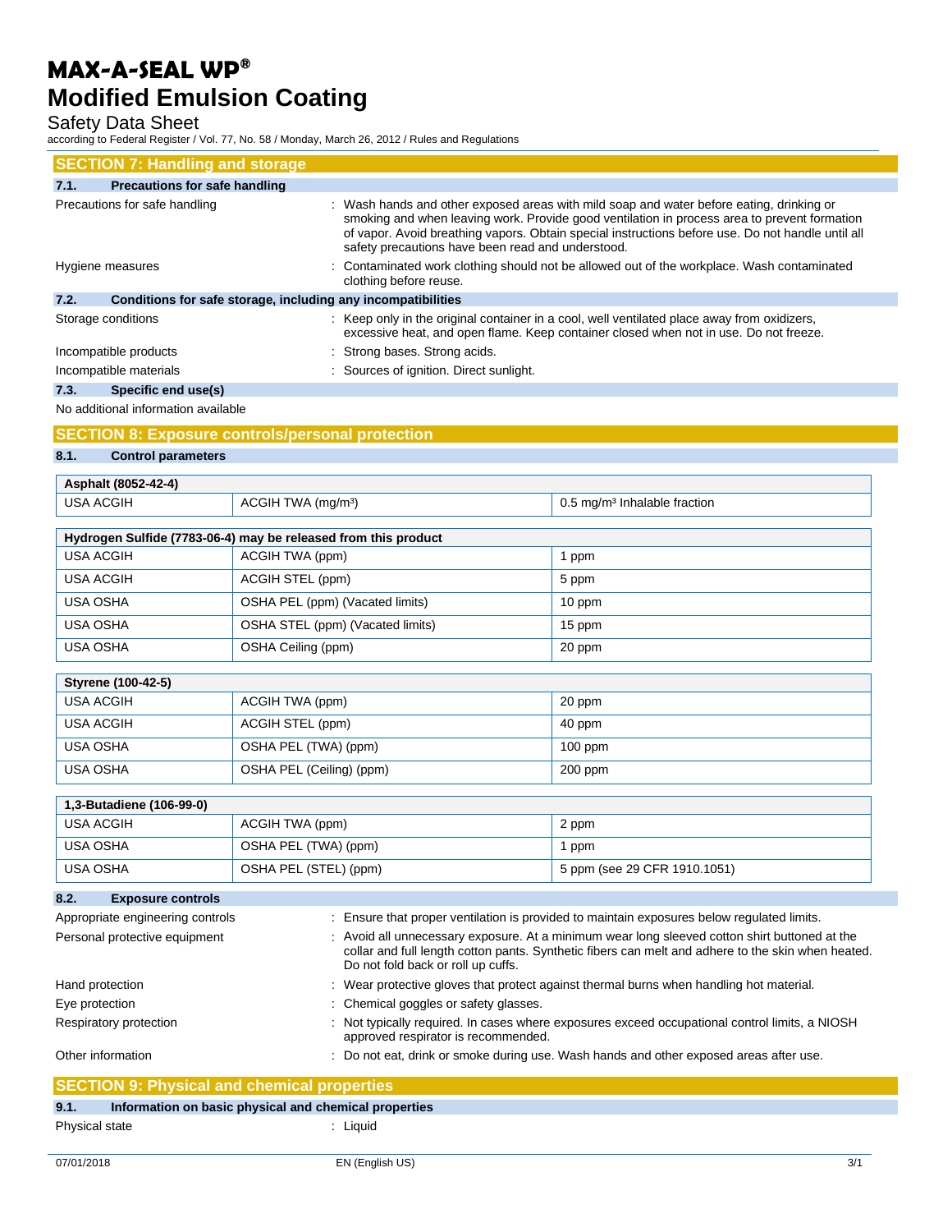## SECTION 7: Handling and storage

### 7.1. Precautions for safe handling

Precautions for safe handling : Wash hands and other exposed areas with mild soap and water before eating, drinking or smoking and when leaving work. Provide good ventilation in process area to prevent formation of vapor. Avoid breathing vapors. Obtain special instructions before use. Do not handle until all safety precautions have been read and understood.

Hygiene measures : Contaminated work clothing should not be allowed out of the workplace. Wash contaminated clothing before reuse.

### 7.2. Conditions for safe storage, including any incompatibilities

Storage conditions : Keep only in the original container in a cool, well ventilated place away from oxidizers, excessive heat, and open flame. Keep container closed when not in use. Do not freeze.

Incompatible products : Strong bases. Strong acids.

Incompatible materials : Sources of ignition. Direct sunlight.

### 7.3. Specific end use(s)

No additional information available

## SECTION 8: Exposure controls/personal protection

### 8.1. Control parameters

| Asphalt (8052-42-4) | | |
|---|---|---|
| USA ACGIH | ACGIH TWA (mg/m³) | 0.5 mg/m³ Inhalable fraction |

| Hydrogen Sulfide (7783-06-4) may be released from this product | | |
|---|---|---|
| USA ACGIH | ACGIH TWA (ppm) | 1 ppm |
| USA ACGIH | ACGIH STEL (ppm) | 5 ppm |
| USA OSHA | OSHA PEL (ppm) (Vacated limits) | 10 ppm |
| USA OSHA | OSHA STEL (ppm) (Vacated limits) | 15 ppm |
| USA OSHA | OSHA Ceiling (ppm) | 20 ppm |

| Styrene (100-42-5) | | |
|---|---|---|
| USA ACGIH | ACGIH TWA (ppm) | 20 ppm |
| USA ACGIH | ACGIH STEL (ppm) | 40 ppm |
| USA OSHA | OSHA PEL (TWA) (ppm) | 100 ppm |
| USA OSHA | OSHA PEL (Ceiling) (ppm) | 200 ppm |

| 1,3-Butadiene (106-99-0) | | |
|---|---|---|
| USA ACGIH | ACGIH TWA (ppm) | 2 ppm |
| USA OSHA | OSHA PEL (TWA) (ppm) | 1 ppm |
| USA OSHA | OSHA PEL (STEL) (ppm) | 5 ppm (see 29 CFR 1910.1051) |

### 8.2. Exposure controls

Appropriate engineering controls : Ensure that proper ventilation is provided to maintain exposures below regulated limits.

Personal protective equipment : Avoid all unnecessary exposure. At a minimum wear long sleeved cotton shirt buttoned at the collar and full length cotton pants. Synthetic fibers can melt and adhere to the skin when heated. Do not fold back or roll up cuffs.

Hand protection : Wear protective gloves that protect against thermal burns when handling hot material.

Eye protection : Chemical goggles or safety glasses.

Respiratory protection : Not typically required. In cases where exposures exceed occupational control limits, a NIOSH approved respirator is recommended.

Other information : Do not eat, drink or smoke during use. Wash hands and other exposed areas after use.

## SECTION 9: Physical and chemical properties

### 9.1. Information on basic physical and chemical properties

Physical state : Liquid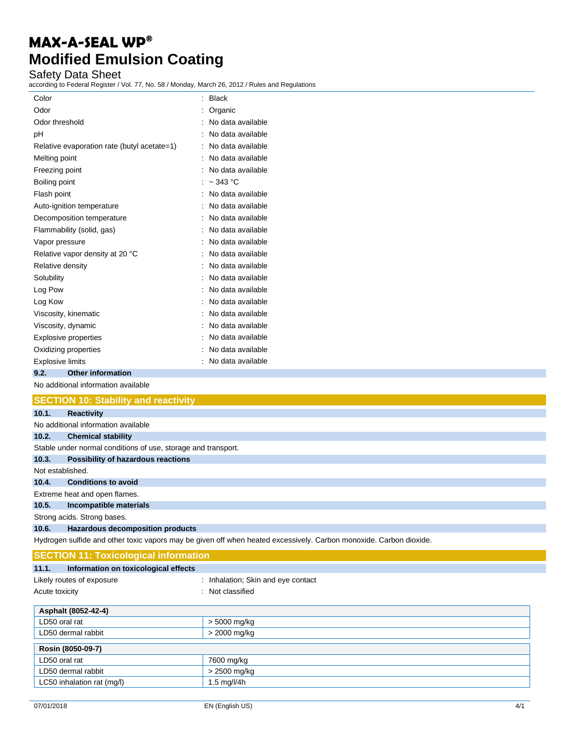| | |
|---|---|
| Color | : Black |
| Odor | : Organic |
| Odor threshold | : No data available |
| pH | : No data available |
| Relative evaporation rate (butyl acetate=1) | : No data available |
| Melting point | : No data available |
| Freezing point | : No data available |
| Boiling point | : ~ 343 °C |
| Flash point | : No data available |
| Auto-ignition temperature | : No data available |
| Decomposition temperature | : No data available |
| Flammability (solid, gas) | : No data available |
| Vapor pressure | : No data available |
| Relative vapor density at 20 °C | : No data available |
| Relative density | : No data available |
| Solubility | : No data available |
| Log Pow | : No data available |
| Log Kow | : No data available |
| Viscosity, kinematic | : No data available |
| Viscosity, dynamic | : No data available |
| Explosive properties | : No data available |
| Oxidizing properties | : No data available |
| Explosive limits | : No data available |

### 9.2. Other information

No additional information available

## SECTION 10: Stability and reactivity

### 10.1. Reactivity

No additional information available

### 10.2. Chemical stability

Stable under normal conditions of use, storage and transport.

### 10.3. Possibility of hazardous reactions

Not established.

### 10.4. Conditions to avoid

Extreme heat and open flames.

### 10.5. Incompatible materials

Strong acids. Strong bases.

### 10.6. Hazardous decomposition products

Hydrogen sulfide and other toxic vapors may be given off when heated excessively. Carbon monoxide. Carbon dioxide.

## SECTION 11: Toxicological information

### 11.1. Information on toxicological effects

| | |
|---|---|
| Likely routes of exposure | : Inhalation; Skin and eye contact |
| Acute toxicity | : Not classified |

| **Asphalt (8052-42-4)** | |
|---|---|
| LD50 oral rat | > 5000 mg/kg |
| LD50 dermal rabbit | > 2000 mg/kg |

| **Rosin (8050-09-7)** | |
|---|---|
| LD50 oral rat | 7600 mg/kg |
| LD50 dermal rabbit | > 2500 mg/kg |
| LC50 inhalation rat (mg/l) | 1.5 mg/l/4h |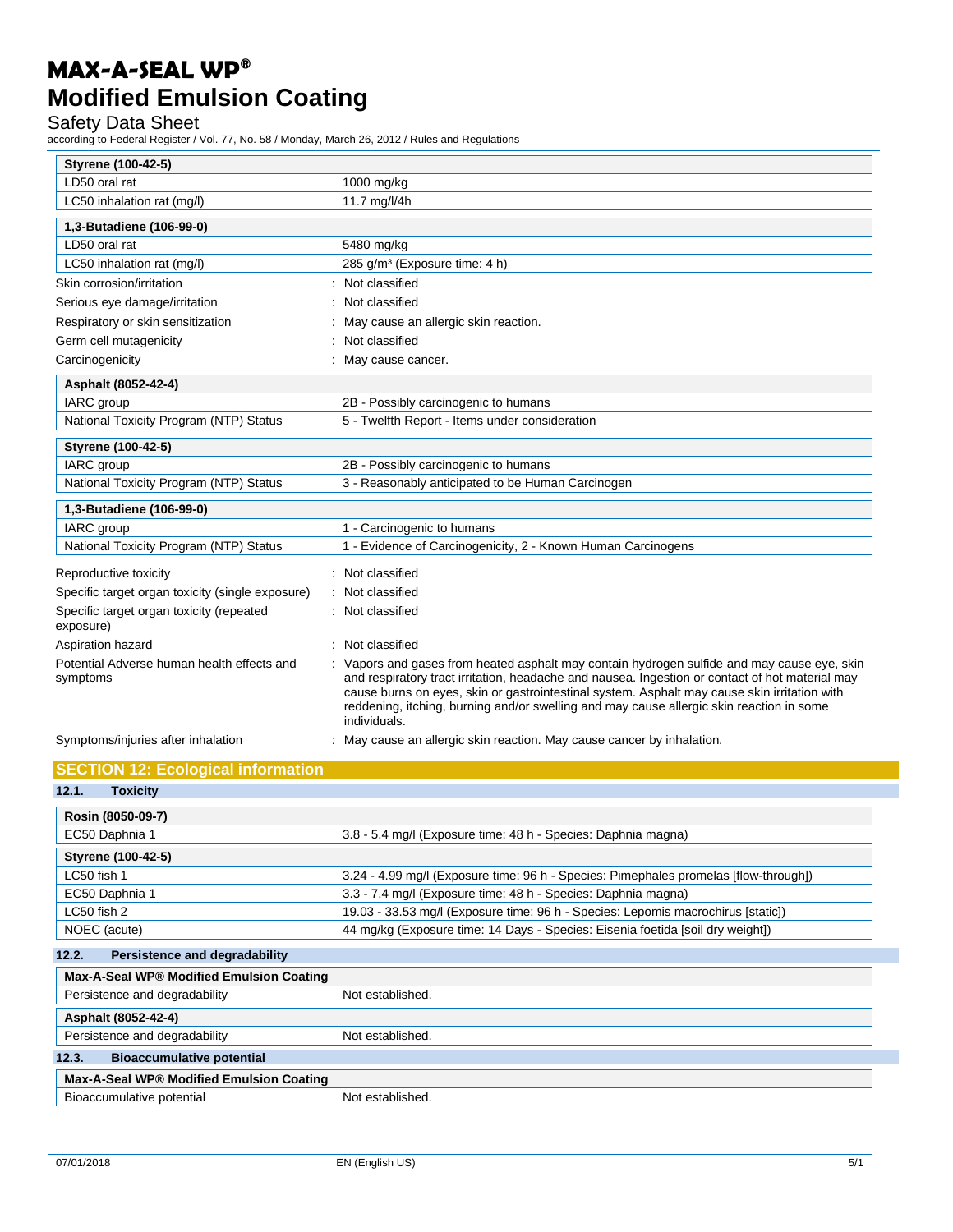| Styrene (100-42-5) | |
|---|---|
| LD50 oral rat | 1000 mg/kg |
| LC50 inhalation rat (mg/l) | 11.7 mg/l/4h |

| 1,3-Butadiene (106-99-0) | |
|---|---|
| LD50 oral rat | 5480 mg/kg |
| LC50 inhalation rat (mg/l) | 285 g/m³ (Exposure time: 4 h) |

Skin corrosion/irritation : Not classified

Serious eye damage/irritation : Not classified

Respiratory or skin sensitization : May cause an allergic skin reaction.

Germ cell mutagenicity : Not classified

Carcinogenicity : May cause cancer.

| Asphalt (8052-42-4) | |
|---|---|
| IARC group | 2B - Possibly carcinogenic to humans |
| National Toxicity Program (NTP) Status | 5 - Twelfth Report - Items under consideration |

| Styrene (100-42-5) | |
|---|---|
| IARC group | 2B - Possibly carcinogenic to humans |
| National Toxicity Program (NTP) Status | 3 - Reasonably anticipated to be Human Carcinogen |

| 1,3-Butadiene (106-99-0) | |
|---|---|
| IARC group | 1 - Carcinogenic to humans |
| National Toxicity Program (NTP) Status | 1 - Evidence of Carcinogenicity, 2 - Known Human Carcinogens |

Reproductive toxicity : Not classified

Specific target organ toxicity (single exposure) : Not classified

Specific target organ toxicity (repeated exposure) : Not classified

Aspiration hazard : Not classified

Potential Adverse human health effects and symptoms : Vapors and gases from heated asphalt may contain hydrogen sulfide and may cause eye, skin and respiratory tract irritation, headache and nausea. Ingestion or contact of hot material may cause burns on eyes, skin or gastrointestinal system. Asphalt may cause skin irritation with reddening, itching, burning and/or swelling and may cause allergic skin reaction in some individuals.

Symptoms/injuries after inhalation : May cause an allergic skin reaction. May cause cancer by inhalation.

## SECTION 12: Ecological information

### 12.1. Toxicity

| Rosin (8050-09-7) | |
|---|---|
| EC50 Daphnia 1 | 3.8 - 5.4 mg/l (Exposure time: 48 h - Species: Daphnia magna) |

| Styrene (100-42-5) | |
|---|---|
| LC50 fish 1 | 3.24 - 4.99 mg/l (Exposure time: 96 h - Species: Pimephales promelas [flow-through]) |
| EC50 Daphnia 1 | 3.3 - 7.4 mg/l (Exposure time: 48 h - Species: Daphnia magna) |
| LC50 fish 2 | 19.03 - 33.53 mg/l (Exposure time: 96 h - Species: Lepomis macrochirus [static]) |
| NOEC (acute) | 44 mg/kg (Exposure time: 14 Days - Species: Eisenia foetida [soil dry weight]) |

### 12.2. Persistence and degradability

| Max-A-Seal WP® Modified Emulsion Coating | |
|---|---|
| Persistence and degradability | Not established. |

| Asphalt (8052-42-4) | |
|---|---|
| Persistence and degradability | Not established. |

### 12.3. Bioaccumulative potential

| Max-A-Seal WP® Modified Emulsion Coating | |
|---|---|
| Bioaccumulative potential | Not established. |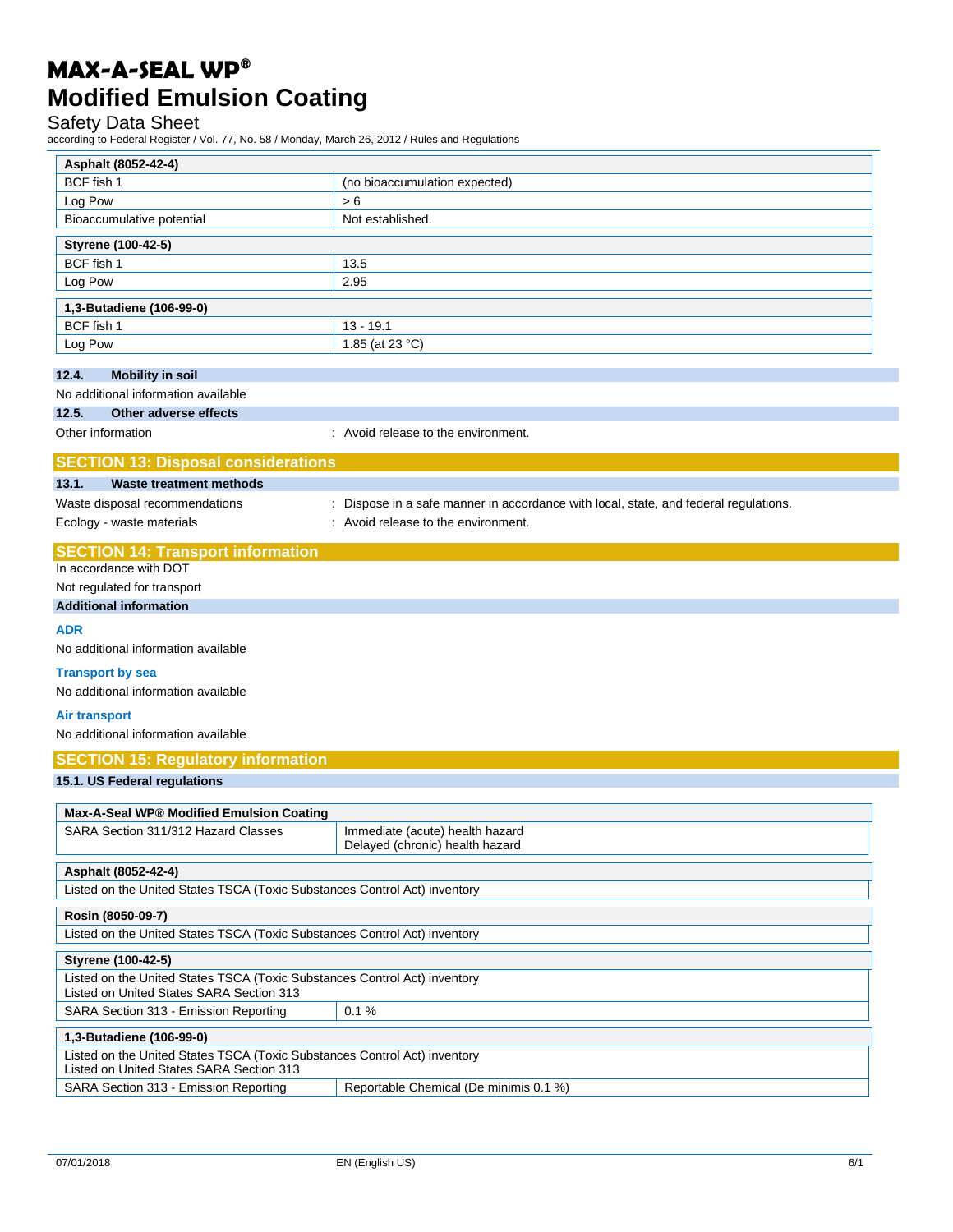| Asphalt (8052-42-4) | |
|---|---|
| BCF fish 1 | (no bioaccumulation expected) |
| Log Pow | > 6 |
| Bioaccumulative potential | Not established. |

| Styrene (100-42-5) | |
|---|---|
| BCF fish 1 | 13.5 |
| Log Pow | 2.95 |

| 1,3-Butadiene (106-99-0) | |
|---|---|
| BCF fish 1 | 13 - 19.1 |
| Log Pow | 1.85 (at 23 °C) |

### 12.4. Mobility in soil

No additional information available

### 12.5. Other adverse effects

Other information : Avoid release to the environment.

## SECTION 13: Disposal considerations

### 13.1. Waste treatment methods

Waste disposal recommendations : Dispose in a safe manner in accordance with local, state, and federal regulations.

Ecology - waste materials : Avoid release to the environment.

## SECTION 14: Transport information

In accordance with DOT

Not regulated for transport

### Additional information

**ADR**

No additional information available

**Transport by sea**

No additional information available

**Air transport**

No additional information available

## SECTION 15: Regulatory information

### 15.1. US Federal regulations

| Max-A-Seal WP® Modified Emulsion Coating | |
|---|---|
| SARA Section 311/312 Hazard Classes | Immediate (acute) health hazard<br>Delayed (chronic) health hazard |

| Asphalt (8052-42-4) |
|---|
| Listed on the United States TSCA (Toxic Substances Control Act) inventory |

| Rosin (8050-09-7) |
|---|
| Listed on the United States TSCA (Toxic Substances Control Act) inventory |

| Styrene (100-42-5) | |
|---|---|
| Listed on the United States TSCA (Toxic Substances Control Act) inventory<br>Listed on United States SARA Section 313 | |
| SARA Section 313 - Emission Reporting | 0.1 % |

| 1,3-Butadiene (106-99-0) | |
|---|---|
| Listed on the United States TSCA (Toxic Substances Control Act) inventory<br>Listed on United States SARA Section 313 | |
| SARA Section 313 - Emission Reporting | Reportable Chemical (De minimis 0.1 %) |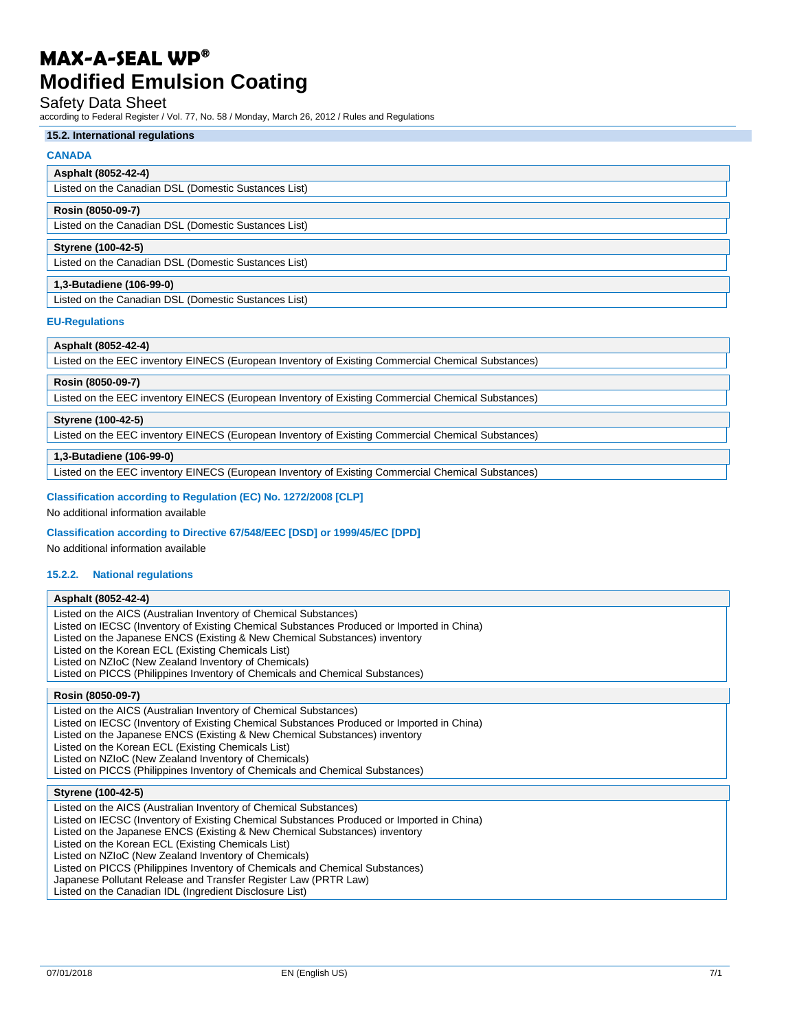### 15.2. International regulations

**CANADA**

**Asphalt (8052-42-4)**
Listed on the Canadian DSL (Domestic Substances List)

**Rosin (8050-09-7)**
Listed on the Canadian DSL (Domestic Substances List)

**Styrene (100-42-5)**
Listed on the Canadian DSL (Domestic Substances List)

**1,3-Butadiene (106-99-0)**
Listed on the Canadian DSL (Domestic Substances List)

**EU-Regulations**

**Asphalt (8052-42-4)**
Listed on the EEC inventory EINECS (European Inventory of Existing Commercial Chemical Substances)

**Rosin (8050-09-7)**
Listed on the EEC inventory EINECS (European Inventory of Existing Commercial Chemical Substances)

**Styrene (100-42-5)**
Listed on the EEC inventory EINECS (European Inventory of Existing Commercial Chemical Substances)

**1,3-Butadiene (106-99-0)**
Listed on the EEC inventory EINECS (European Inventory of Existing Commercial Chemical Substances)

**Classification according to Regulation (EC) No. 1272/2008 [CLP]**

No additional information available

**Classification according to Directive 67/548/EEC [DSD] or 1999/45/EC [DPD]**

No additional information available

#### 15.2.2. National regulations

**Asphalt (8052-42-4)**
Listed on the AICS (Australian Inventory of Chemical Substances)
Listed on IECSC (Inventory of Existing Chemical Substances Produced or Imported in China)
Listed on the Japanese ENCS (Existing & New Chemical Substances) inventory
Listed on the Korean ECL (Existing Chemicals List)
Listed on NZIoC (New Zealand Inventory of Chemicals)
Listed on PICCS (Philippines Inventory of Chemicals and Chemical Substances)

**Rosin (8050-09-7)**
Listed on the AICS (Australian Inventory of Chemical Substances)
Listed on IECSC (Inventory of Existing Chemical Substances Produced or Imported in China)
Listed on the Japanese ENCS (Existing & New Chemical Substances) inventory
Listed on the Korean ECL (Existing Chemicals List)
Listed on NZIoC (New Zealand Inventory of Chemicals)
Listed on PICCS (Philippines Inventory of Chemicals and Chemical Substances)

**Styrene (100-42-5)**
Listed on the AICS (Australian Inventory of Chemical Substances)
Listed on IECSC (Inventory of Existing Chemical Substances Produced or Imported in China)
Listed on the Japanese ENCS (Existing & New Chemical Substances) inventory
Listed on the Korean ECL (Existing Chemicals List)
Listed on NZIoC (New Zealand Inventory of Chemicals)
Listed on PICCS (Philippines Inventory of Chemicals and Chemical Substances)
Japanese Pollutant Release and Transfer Register Law (PRTR Law)
Listed on the Canadian IDL (Ingredient Disclosure List)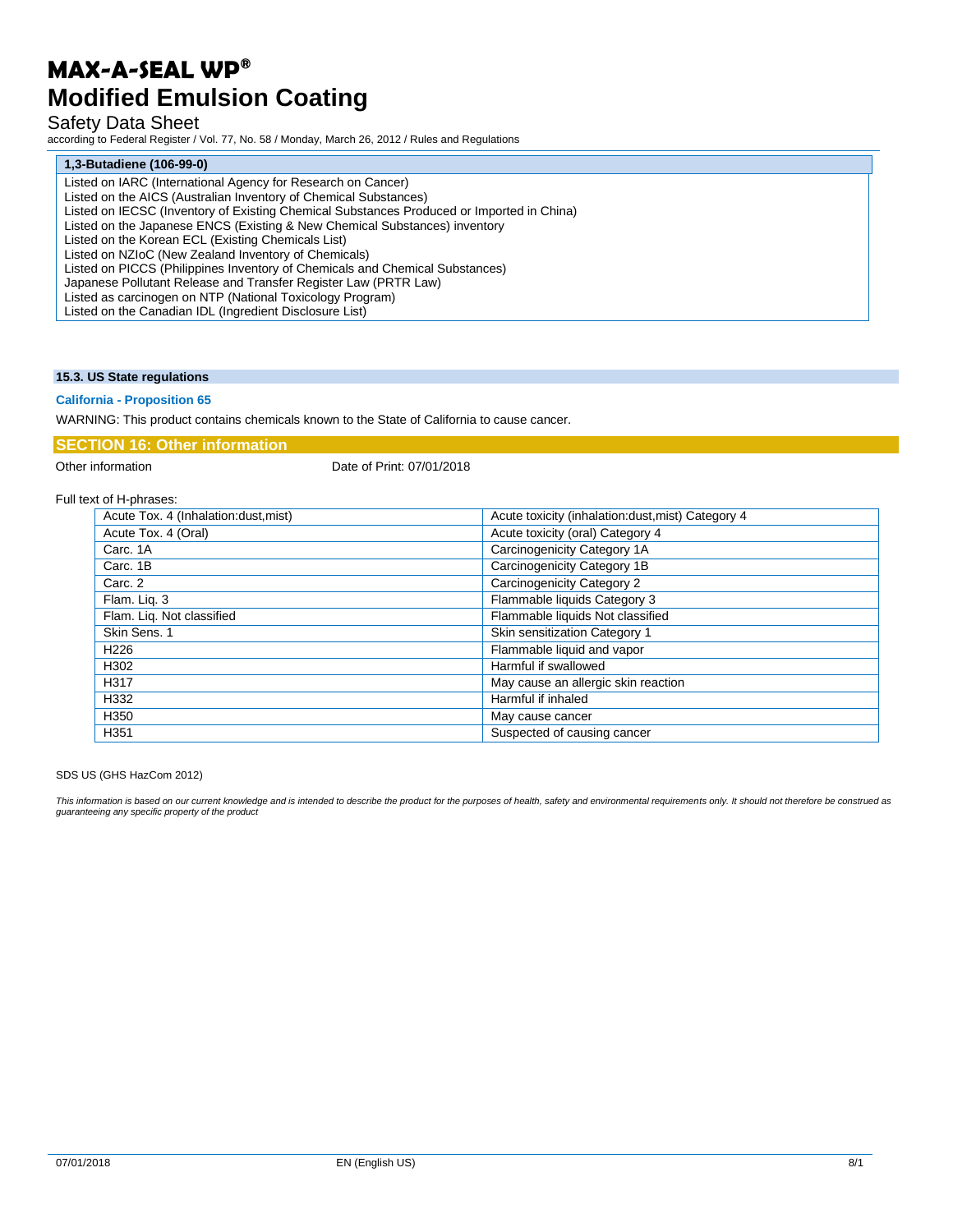| 1,3-Butadiene (106-99-0) |
| --- |
| Listed on IARC (International Agency for Research on Cancer)<br>Listed on the AICS (Australian Inventory of Chemical Substances)<br>Listed on IECSC (Inventory of Existing Chemical Substances Produced or Imported in China)<br>Listed on the Japanese ENCS (Existing & New Chemical Substances) inventory<br>Listed on the Korean ECL (Existing Chemicals List)<br>Listed on NZIoC (New Zealand Inventory of Chemicals)<br>Listed on PICCS (Philippines Inventory of Chemicals and Chemical Substances)<br>Japanese Pollutant Release and Transfer Register Law (PRTR Law)<br>Listed as carcinogen on NTP (National Toxicology Program)<br>Listed on the Canadian IDL (Ingredient Disclosure List) |

### 15.3. US State regulations

**California - Proposition 65**

WARNING: This product contains chemicals known to the State of California to cause cancer.

## SECTION 16: Other information

Other information Date of Print: 07/01/2018

Full text of H-phrases:

| | |
| --- | --- |
| Acute Tox. 4 (Inhalation:dust,mist) | Acute toxicity (inhalation:dust,mist) Category 4 |
| Acute Tox. 4 (Oral) | Acute toxicity (oral) Category 4 |
| Carc. 1A | Carcinogenicity Category 1A |
| Carc. 1B | Carcinogenicity Category 1B |
| Carc. 2 | Carcinogenicity Category 2 |
| Flam. Liq. 3 | Flammable liquids Category 3 |
| Flam. Liq. Not classified | Flammable liquids Not classified |
| Skin Sens. 1 | Skin sensitization Category 1 |
| H226 | Flammable liquid and vapor |
| H302 | Harmful if swallowed |
| H317 | May cause an allergic skin reaction |
| H332 | Harmful if inhaled |
| H350 | May cause cancer |
| H351 | Suspected of causing cancer |

SDS US (GHS HazCom 2012)

*This information is based on our current knowledge and is intended to describe the product for the purposes of health, safety and environmental requirements only. It should not therefore be construed as guaranteeing any specific property of the product*